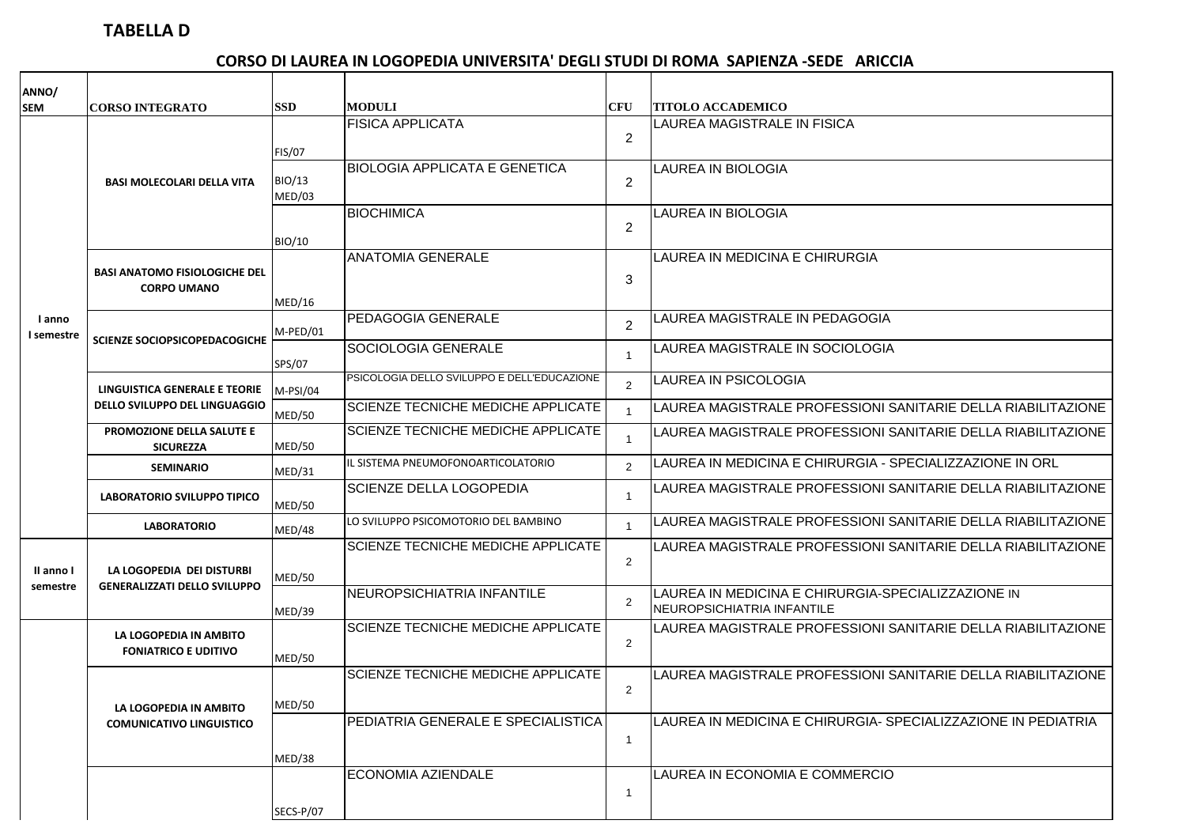**TABELLA D**

## CORSO DI LAUREA IN LOGOPEDIA UNIVERSITA' DEGLI STUDI DI ROMA SAPIENZA -SEDE ARICCIA

| ANNO/ SEM | CORSO INTEGRATO | SSD | MODULI | CFU | TITOLO ACCADEMICO |
|---|---|---|---|---|---|
| I anno I semestre | BASI MOLECOLARI DELLA VITA | FIS/07 | FISICA APPLICATA | 2 | LAUREA MAGISTRALE IN FISICA |
| | | BIO/13 MED/03 | BIOLOGIA APPLICATA E GENETICA | 2 | LAUREA IN BIOLOGIA |
| | | BIO/10 | BIOCHIMICA | 2 | LAUREA IN BIOLOGIA |
| | BASI ANATOMO FISIOLOGICHE DEL CORPO UMANO | MED/16 | ANATOMIA GENERALE | 3 | LAUREA IN MEDICINA E CHIRURGIA |
| | SCIENZE SOCIOPSICOPEDACOGICHE | M-PED/01 | PEDAGOGIA GENERALE | 2 | LAUREA MAGISTRALE IN PEDAGOGIA |
| | | SPS/07 | SOCIOLOGIA GENERALE | 1 | LAUREA MAGISTRALE IN SOCIOLOGIA |
| | LINGUISTICA GENERALE E TEORIE DELLO SVILUPPO DEL LINGUAGGIO | M-PSI/04 | PSICOLOGIA DELLO SVILUPPO E DELL'EDUCAZIONE | 2 | LAUREA IN PSICOLOGIA |
| | | MED/50 | SCIENZE TECNICHE MEDICHE APPLICATE | 1 | LAUREA MAGISTRALE PROFESSIONI SANITARIE DELLA RIABILITAZIONE |
| | PROMOZIONE DELLA SALUTE E SICUREZZA | MED/50 | SCIENZE TECNICHE MEDICHE APPLICATE | 1 | LAUREA MAGISTRALE PROFESSIONI SANITARIE DELLA RIABILITAZIONE |
| | SEMINARIO | MED/31 | IL SISTEMA PNEUMOFONOARTICOLATORIO | 2 | LAUREA IN MEDICINA E CHIRURGIA - SPECIALIZZAZIONE IN ORL |
| | LABORATORIO SVILUPPO TIPICO | MED/50 | SCIENZE DELLA LOGOPEDIA | 1 | LAUREA MAGISTRALE PROFESSIONI SANITARIE DELLA RIABILITAZIONE |
| | LABORATORIO | MED/48 | LO SVILUPPO PSICOMOTORIO DEL BAMBINO | 1 | LAUREA MAGISTRALE PROFESSIONI SANITARIE DELLA RIABILITAZIONE |
| II anno I semestre | LA LOGOPEDIA DEI DISTURBI GENERALIZZATI DELLO SVILUPPO | MED/50 | SCIENZE TECNICHE MEDICHE APPLICATE | 2 | LAUREA MAGISTRALE PROFESSIONI SANITARIE DELLA RIABILITAZIONE |
| | | MED/39 | NEUROPSICHIATRIA INFANTILE | 2 | LAUREA IN MEDICINA E CHIRURGIA-SPECIALIZZAZIONE IN NEUROPSICHIATRIA INFANTILE |
| | LA LOGOPEDIA IN AMBITO FONIATRICO E UDITIVO | MED/50 | SCIENZE TECNICHE MEDICHE APPLICATE | 2 | LAUREA MAGISTRALE PROFESSIONI SANITARIE DELLA RIABILITAZIONE |
| | LA LOGOPEDIA IN AMBITO COMUNICATIVO LINGUISTICO | MED/50 | SCIENZE TECNICHE MEDICHE APPLICATE | 2 | LAUREA MAGISTRALE PROFESSIONI SANITARIE DELLA RIABILITAZIONE |
| | | MED/38 | PEDIATRIA GENERALE E SPECIALISTICA | 1 | LAUREA IN MEDICINA E CHIRURGIA- SPECIALIZZAZIONE IN PEDIATRIA |
| | | SECS-P/07 | ECONOMIA AZIENDALE | 1 | LAUREA IN ECONOMIA E COMMERCIO |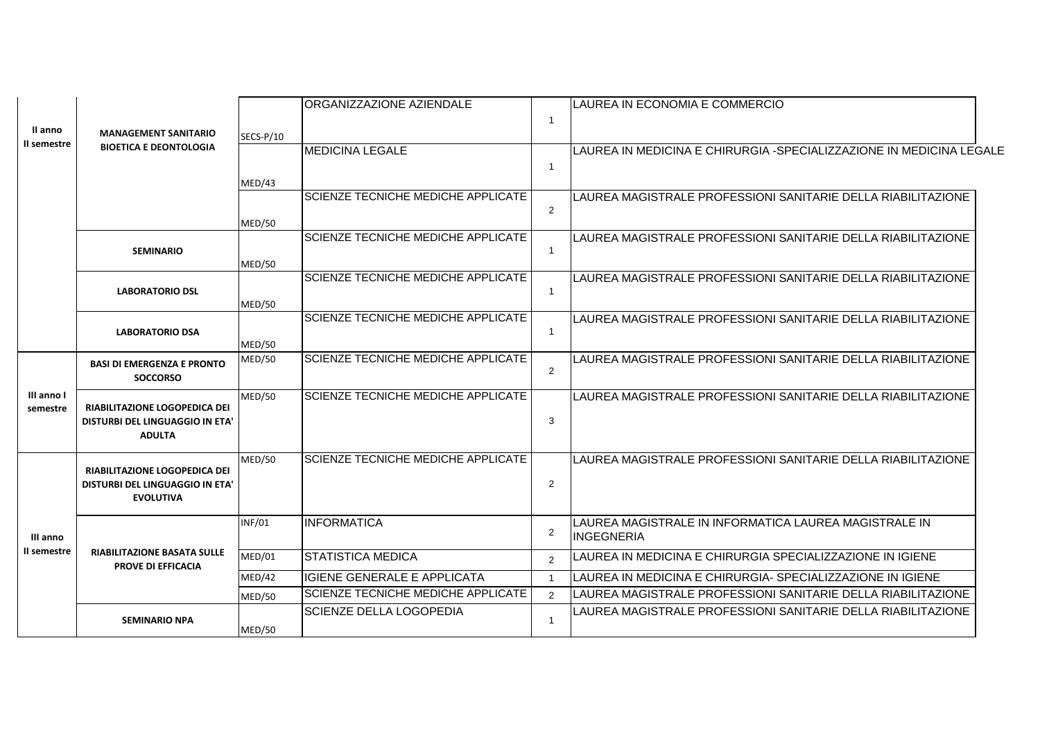| | | | | | |
|---|---|---|---|---|---|
| II anno II semestre | MANAGEMENT SANITARIO BIOETICA E DEONTOLOGIA | SECS-P/10 | ORGANIZZAZIONE AZIENDALE | 1 | LAUREA IN ECONOMIA E COMMERCIO |
| | | MED/43 | MEDICINA LEGALE | 1 | LAUREA IN MEDICINA E CHIRURGIA -SPECIALIZZAZIONE IN MEDICINA LEGALE |
| | | MED/50 | SCIENZE TECNICHE MEDICHE APPLICATE | 2 | LAUREA MAGISTRALE PROFESSIONI SANITARIE DELLA RIABILITAZIONE |
| | SEMINARIO | MED/50 | SCIENZE TECNICHE MEDICHE APPLICATE | 1 | LAUREA MAGISTRALE PROFESSIONI SANITARIE DELLA RIABILITAZIONE |
| | LABORATORIO DSL | MED/50 | SCIENZE TECNICHE MEDICHE APPLICATE | 1 | LAUREA MAGISTRALE PROFESSIONI SANITARIE DELLA RIABILITAZIONE |
| | LABORATORIO DSA | MED/50 | SCIENZE TECNICHE MEDICHE APPLICATE | 1 | LAUREA MAGISTRALE PROFESSIONI SANITARIE DELLA RIABILITAZIONE |
| III anno I semestre | BASI DI EMERGENZA E PRONTO SOCCORSO | MED/50 | SCIENZE TECNICHE MEDICHE APPLICATE | 2 | LAUREA MAGISTRALE PROFESSIONI SANITARIE DELLA RIABILITAZIONE |
| | RIABILITAZIONE LOGOPEDICA DEI DISTURBI DEL LINGUAGGIO IN ETA' ADULTA | MED/50 | SCIENZE TECNICHE MEDICHE APPLICATE | 3 | LAUREA MAGISTRALE PROFESSIONI SANITARIE DELLA RIABILITAZIONE |
| III anno II semestre | RIABILITAZIONE LOGOPEDICA DEI DISTURBI DEL LINGUAGGIO IN ETA' EVOLUTIVA | MED/50 | SCIENZE TECNICHE MEDICHE APPLICATE | 2 | LAUREA MAGISTRALE PROFESSIONI SANITARIE DELLA RIABILITAZIONE |
| | RIABILITAZIONE BASATA SULLE PROVE DI EFFICACIA | INF/01 | INFORMATICA | 2 | LAUREA MAGISTRALE IN INFORMATICA LAUREA MAGISTRALE IN INGEGNERIA |
| | | MED/01 | STATISTICA MEDICA | 2 | LAUREA IN MEDICINA E CHIRURGIA SPECIALIZZAZIONE IN IGIENE |
| | | MED/42 | IGIENE GENERALE E APPLICATA | 1 | LAUREA IN MEDICINA E CHIRURGIA- SPECIALIZZAZIONE IN IGIENE |
| | | MED/50 | SCIENZE TECNICHE MEDICHE APPLICATE | 2 | LAUREA MAGISTRALE PROFESSIONI SANITARIE DELLA RIABILITAZIONE |
| | SEMINARIO NPA | MED/50 | SCIENZE DELLA LOGOPEDIA | 1 | LAUREA MAGISTRALE PROFESSIONI SANITARIE DELLA RIABILITAZIONE |